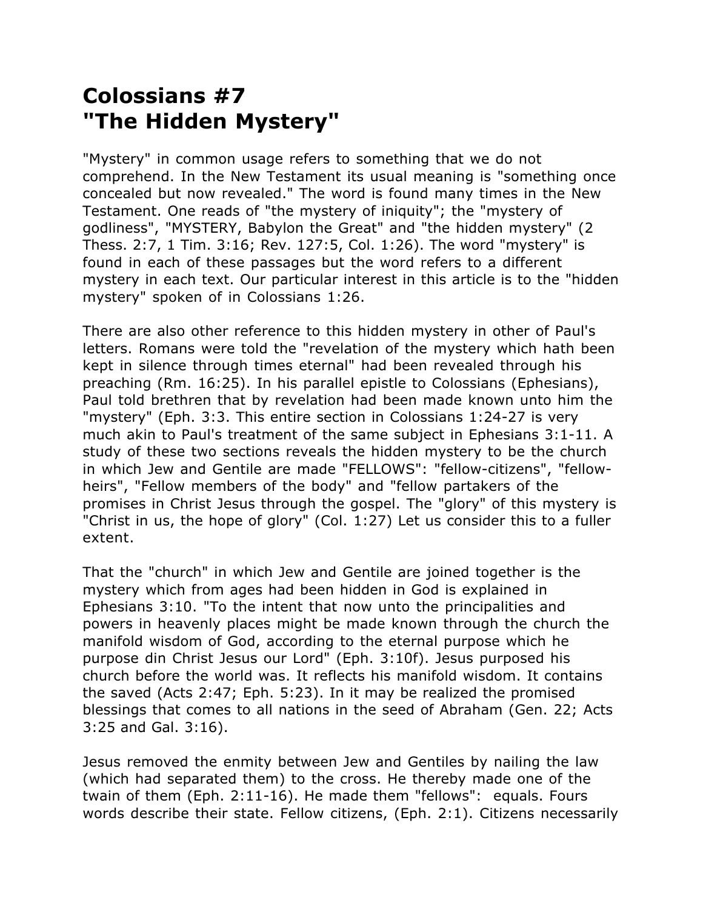# Colossians #7
# "The Hidden Mystery"

"Mystery" in common usage refers to something that we do not comprehend. In the New Testament its usual meaning is "something once concealed but now revealed." The word is found many times in the New Testament. One reads of "the mystery of iniquity"; the "mystery of godliness", "MYSTERY, Babylon the Great" and "the hidden mystery" (2 Thess. 2:7, 1 Tim. 3:16; Rev. 127:5, Col. 1:26). The word "mystery" is found in each of these passages but the word refers to a different mystery in each text. Our particular interest in this article is to the "hidden mystery" spoken of in Colossians 1:26.

There are also other reference to this hidden mystery in other of Paul's letters. Romans were told the "revelation of the mystery which hath been kept in silence through times eternal" had been revealed through his preaching (Rm. 16:25). In his parallel epistle to Colossians (Ephesians), Paul told brethren that by revelation had been made known unto him the "mystery" (Eph. 3:3. This entire section in Colossians 1:24-27 is very much akin to Paul's treatment of the same subject in Ephesians 3:1-11. A study of these two sections reveals the hidden mystery to be the church in which Jew and Gentile are made "FELLOWS": "fellow-citizens", "fellow-heirs", "Fellow members of the body" and "fellow partakers of the promises in Christ Jesus through the gospel. The "glory" of this mystery is "Christ in us, the hope of glory" (Col. 1:27) Let us consider this to a fuller extent.

That the "church" in which Jew and Gentile are joined together is the mystery which from ages had been hidden in God is explained in Ephesians 3:10. "To the intent that now unto the principalities and powers in heavenly places might be made known through the church the manifold wisdom of God, according to the eternal purpose which he purpose din Christ Jesus our Lord" (Eph. 3:10f). Jesus purposed his church before the world was. It reflects his manifold wisdom. It contains the saved (Acts 2:47; Eph. 5:23). In it may be realized the promised blessings that comes to all nations in the seed of Abraham (Gen. 22; Acts 3:25 and Gal. 3:16).

Jesus removed the enmity between Jew and Gentiles by nailing the law (which had separated them) to the cross. He thereby made one of the twain of them (Eph. 2:11-16). He made them "fellows": equals. Fours words describe their state. Fellow citizens, (Eph. 2:1). Citizens necessarily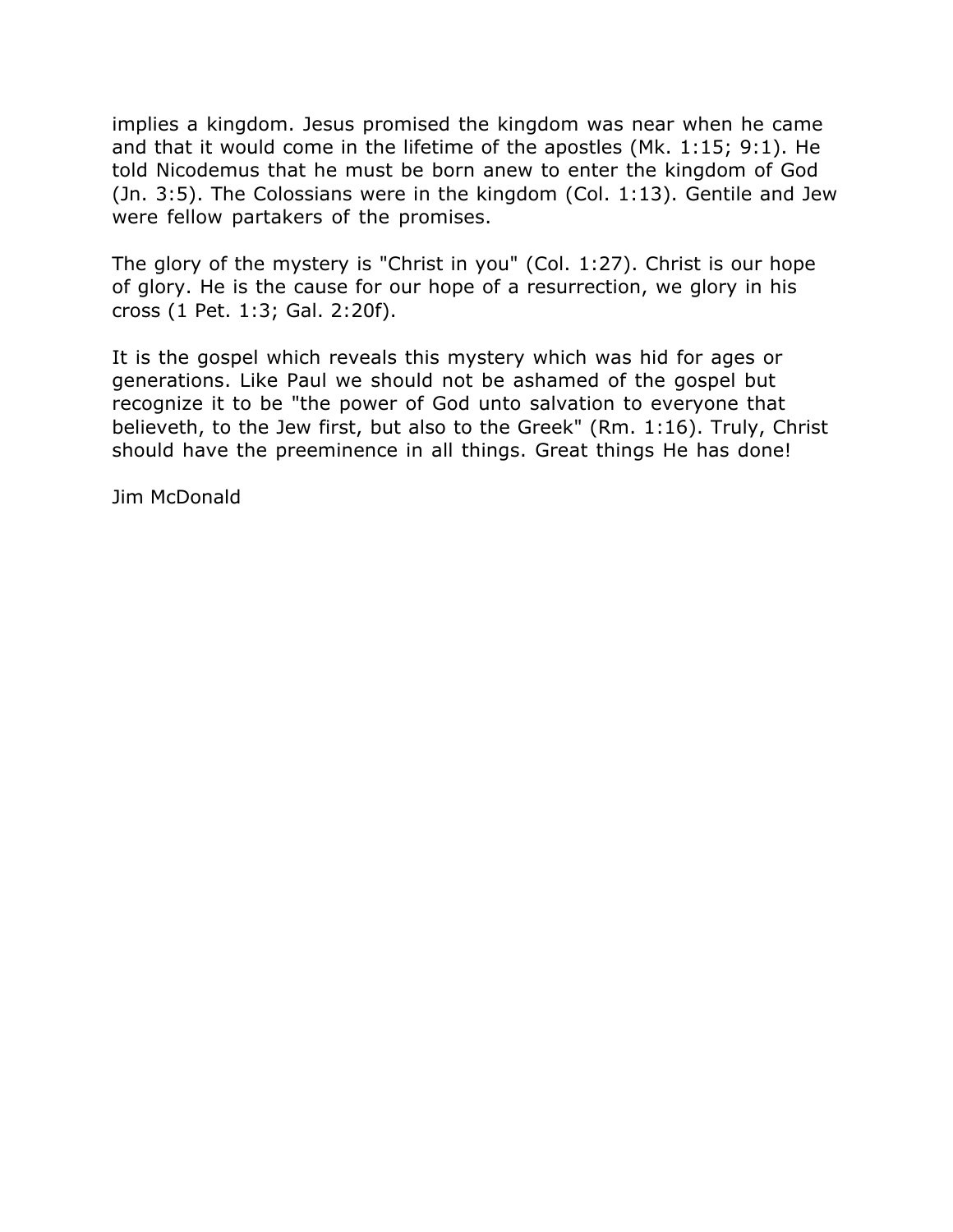implies a kingdom. Jesus promised the kingdom was near when he came and that it would come in the lifetime of the apostles (Mk. 1:15; 9:1). He told Nicodemus that he must be born anew to enter the kingdom of God (Jn. 3:5). The Colossians were in the kingdom (Col. 1:13). Gentile and Jew were fellow partakers of the promises.

The glory of the mystery is "Christ in you" (Col. 1:27). Christ is our hope of glory. He is the cause for our hope of a resurrection, we glory in his cross (1 Pet. 1:3; Gal. 2:20f).

It is the gospel which reveals this mystery which was hid for ages or generations. Like Paul we should not be ashamed of the gospel but recognize it to be "the power of God unto salvation to everyone that believeth, to the Jew first, but also to the Greek" (Rm. 1:16). Truly, Christ should have the preeminence in all things. Great things He has done!

Jim McDonald